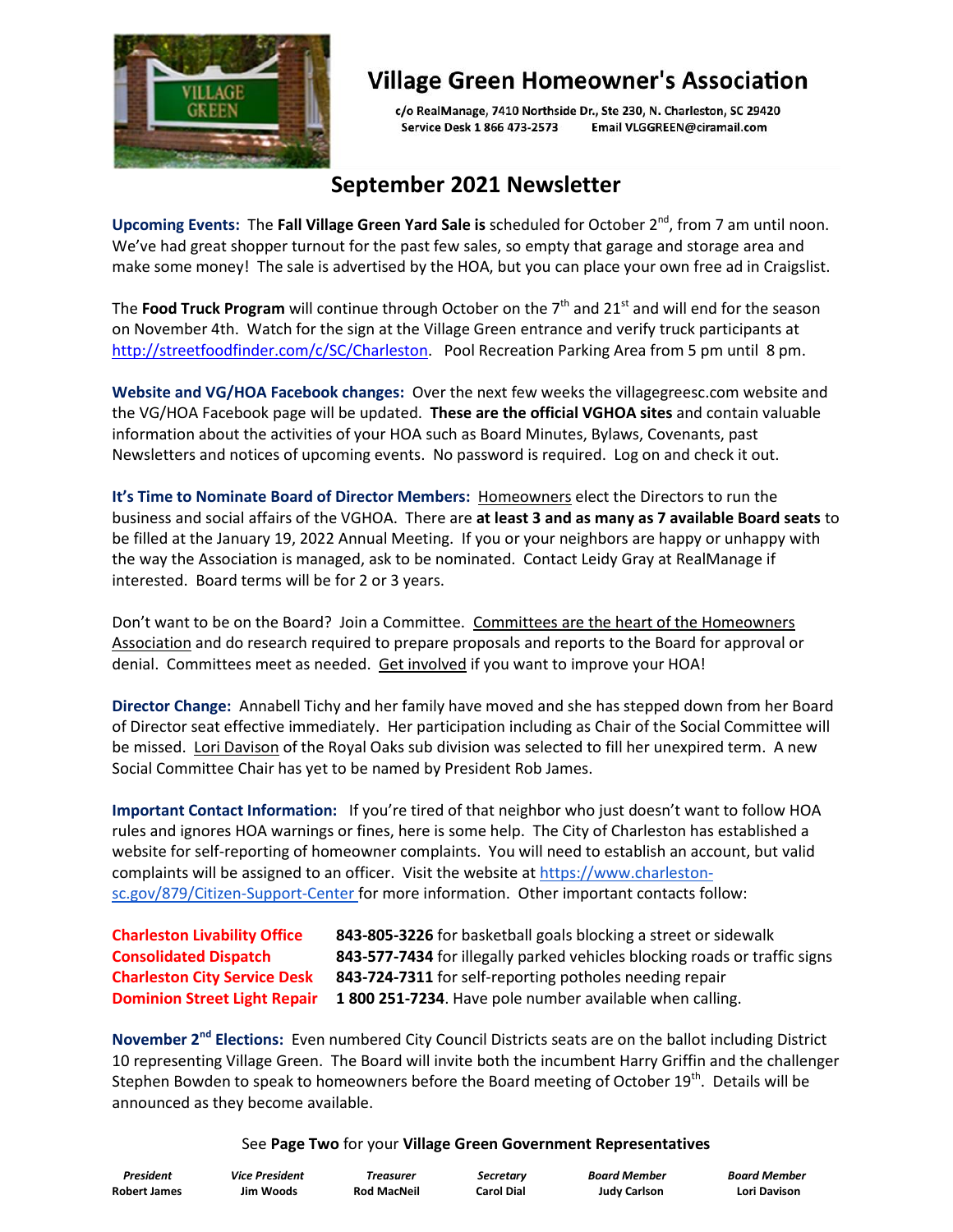# Village Green Homeowner's Association

c/o RealManage, 7410 Northside Dr., Ste 230, N. Charleston, SC 29420
Service Desk 1 866 473-2573 Email VLGGREEN@ciramail.com

## September 2021 Newsletter

**Upcoming Events:** The **Fall Village Green Yard Sale is** scheduled for October 2nd, from 7 am until noon. We've had great shopper turnout for the past few sales, so empty that garage and storage area and make some money! The sale is advertised by the HOA, but you can place your own free ad in Craigslist.

The **Food Truck Program** will continue through October on the 7th and 21st and will end for the season on November 4th. Watch for the sign at the Village Green entrance and verify truck participants at http://streetfoodfinder.com/c/SC/Charleston. Pool Recreation Parking Area from 5 pm until 8 pm.

**Website and VG/HOA Facebook changes:** Over the next few weeks the villagegreesc.com website and the VG/HOA Facebook page will be updated. **These are the official VGHOA sites** and contain valuable information about the activities of your HOA such as Board Minutes, Bylaws, Covenants, past Newsletters and notices of upcoming events. No password is required. Log on and check it out.

**It's Time to Nominate Board of Director Members:** Homeowners elect the Directors to run the business and social affairs of the VGHOA. There are **at least 3 and as many as 7 available Board seats** to be filled at the January 19, 2022 Annual Meeting. If you or your neighbors are happy or unhappy with the way the Association is managed, ask to be nominated. Contact Leidy Gray at RealManage if interested. Board terms will be for 2 or 3 years.

Don't want to be on the Board? Join a Committee. Committees are the heart of the Homeowners Association and do research required to prepare proposals and reports to the Board for approval or denial. Committees meet as needed. Get involved if you want to improve your HOA!

**Director Change:** Annabell Tichy and her family have moved and she has stepped down from her Board of Director seat effective immediately. Her participation including as Chair of the Social Committee will be missed. Lori Davison of the Royal Oaks sub division was selected to fill her unexpired term. A new Social Committee Chair has yet to be named by President Rob James.

**Important Contact Information:** If you're tired of that neighbor who just doesn't want to follow HOA rules and ignores HOA warnings or fines, here is some help. The City of Charleston has established a website for self-reporting of homeowner complaints. You will need to establish an account, but valid complaints will be assigned to an officer. Visit the website at https://www.charleston-sc.gov/879/Citizen-Support-Center for more information. Other important contacts follow:

| | |
|---|---|
| **Charleston Livability Office** | **843-805-3226** for basketball goals blocking a street or sidewalk |
| **Consolidated Dispatch** | **843-577-7434** for illegally parked vehicles blocking roads or traffic signs |
| **Charleston City Service Desk** | **843-724-7311** for self-reporting potholes needing repair |
| **Dominion Street Light Repair** | **1 800 251-7234**. Have pole number available when calling. |

**November 2nd Elections:** Even numbered City Council Districts seats are on the ballot including District 10 representing Village Green. The Board will invite both the incumbent Harry Griffin and the challenger Stephen Bowden to speak to homeowners before the Board meeting of October 19th. Details will be announced as they become available.

See **Page Two** for your **Village Green Government Representatives**

| *President* | *Vice President* | *Treasurer* | *Secretary* | *Board Member* | *Board Member* |
|---|---|---|---|---|---|
| **Robert James** | **Jim Woods** | **Rod MacNeil** | **Carol Dial** | **Judy Carlson** | **Lori Davison** |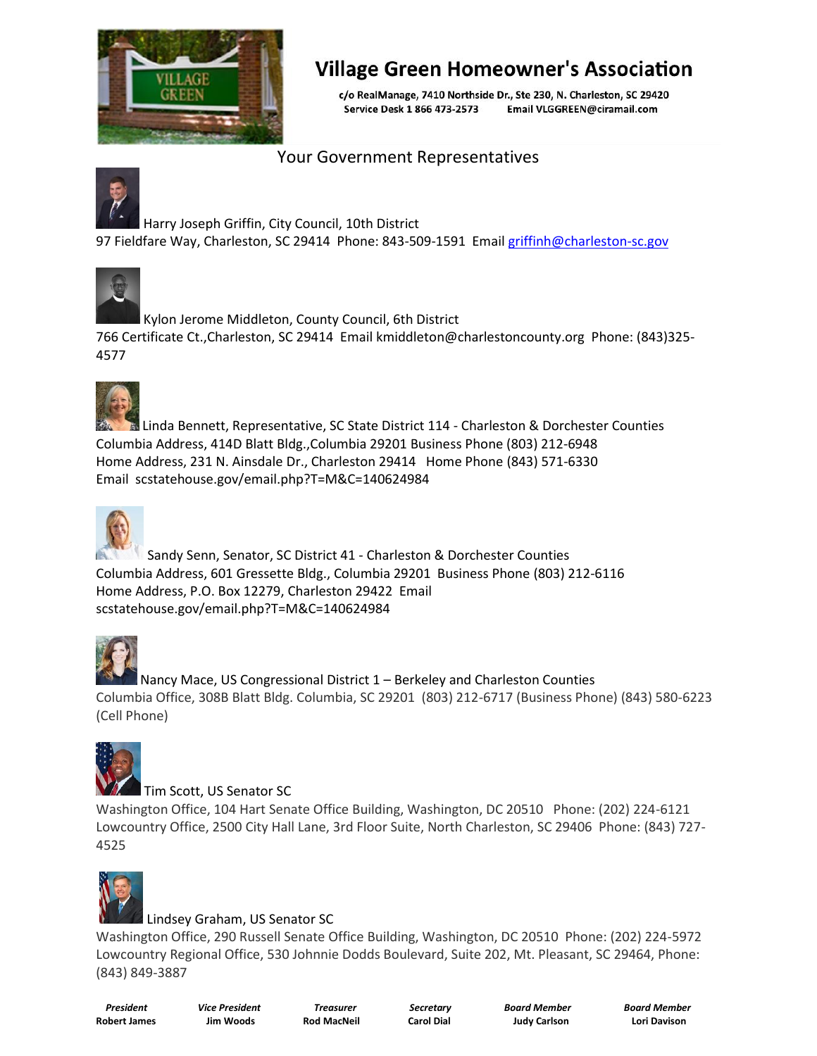# Village Green Homeowner's Association

c/o RealManage, 7410 Northside Dr., Ste 230, N. Charleston, SC 29420
Service Desk 1 866 473-2573 Email VLGGREEN@ciramail.com

## Your Government Representatives

Harry Joseph Griffin, City Council, 10th District
97 Fieldfare Way, Charleston, SC 29414 Phone: 843-509-1591 Email griffinh@charleston-sc.gov

Kylon Jerome Middleton, County Council, 6th District
766 Certificate Ct.,Charleston, SC 29414 Email kmiddleton@charlestoncounty.org Phone: (843)325-4577

Linda Bennett, Representative, SC State District 114 - Charleston & Dorchester Counties
Columbia Address, 414D Blatt Bldg.,Columbia 29201 Business Phone (803) 212-6948
Home Address, 231 N. Ainsdale Dr., Charleston 29414 Home Phone (843) 571-6330
Email scstatehouse.gov/email.php?T=M&C=140624984

Sandy Senn, Senator, SC District 41 - Charleston & Dorchester Counties
Columbia Address, 601 Gressette Bldg., Columbia 29201 Business Phone (803) 212-6116
Home Address, P.O. Box 12279, Charleston 29422 Email
scstatehouse.gov/email.php?T=M&C=140624984

Nancy Mace, US Congressional District 1 – Berkeley and Charleston Counties
Columbia Office, 308B Blatt Bldg. Columbia, SC 29201 (803) 212-6717 (Business Phone) (843) 580-6223 (Cell Phone)

Tim Scott, US Senator SC
Washington Office, 104 Hart Senate Office Building, Washington, DC 20510 Phone: (202) 224-6121
Lowcountry Office, 2500 City Hall Lane, 3rd Floor Suite, North Charleston, SC 29406 Phone: (843) 727-4525

Lindsey Graham, US Senator SC
Washington Office, 290 Russell Senate Office Building, Washington, DC 20510 Phone: (202) 224-5972
Lowcountry Regional Office, 530 Johnnie Dodds Boulevard, Suite 202, Mt. Pleasant, SC 29464, Phone: (843) 849-3887

| *President* | *Vice President* | *Treasurer* | *Secretary* | *Board Member* | *Board Member* |
|---|---|---|---|---|---|
| **Robert James** | **Jim Woods** | **Rod MacNeil** | **Carol Dial** | **Judy Carlson** | **Lori Davison** |